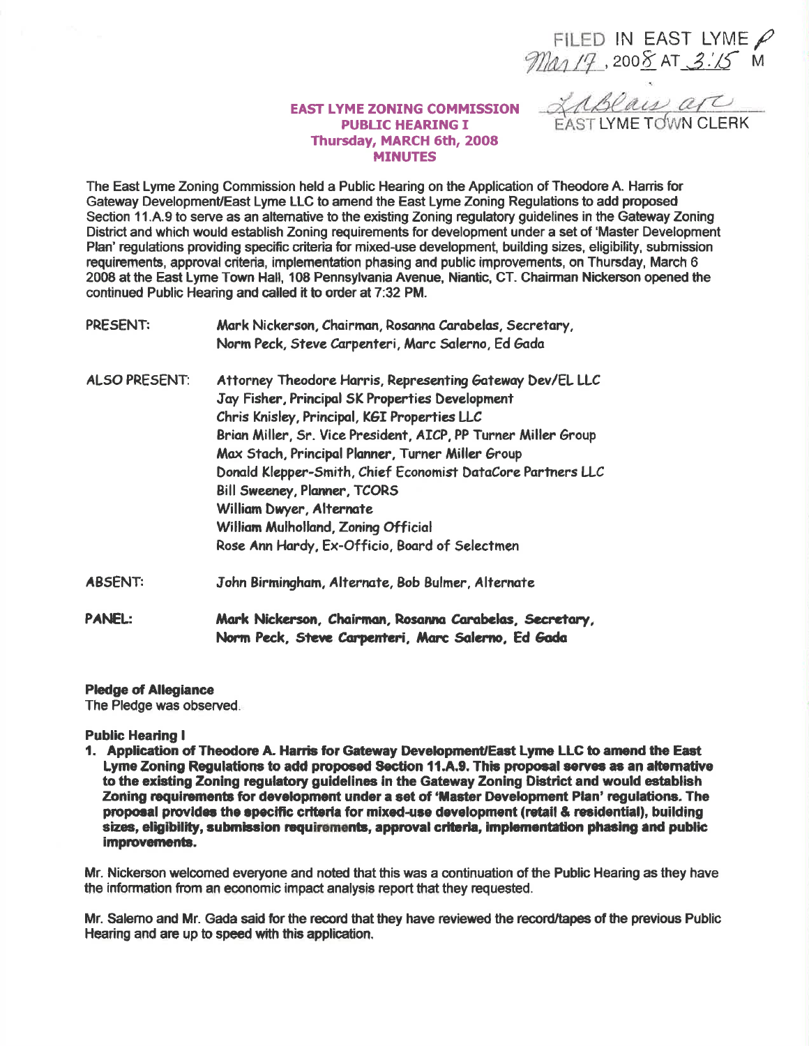FILED IN EAST LYME
Mar 17, 2008 AT 3:15 M

LABlais asc
EAST LYME TOWN CLERK

# EAST LYME ZONING COMMISSION
## PUBLIC HEARING I
## Thursday, MARCH 6th, 2008
## MINUTES

The East Lyme Zoning Commission held a Public Hearing on the Application of Theodore A. Harris for Gateway Development/East Lyme LLC to amend the East Lyme Zoning Regulations to add proposed Section 11.A.9 to serve as an alternative to the existing Zoning regulatory guidelines in the Gateway Zoning District and which would establish Zoning requirements for development under a set of 'Master Development Plan' regulations providing specific criteria for mixed-use development, building sizes, eligibility, submission requirements, approval criteria, implementation phasing and public improvements, on Thursday, March 6 2008 at the East Lyme Town Hall, 108 Pennsylvania Avenue, Niantic, CT. Chairman Nickerson opened the continued Public Hearing and called it to order at 7:32 PM.

PRESENT: Mark Nickerson, Chairman, Rosanna Carabelas, Secretary, Norm Peck, Steve Carpenteri, Marc Salerno, Ed Gada

ALSO PRESENT: Attorney Theodore Harris, Representing Gateway Dev/EL LLC
Jay Fisher, Principal SK Properties Development
Chris Knisley, Principal, KGI Properties LLC
Brian Miller, Sr. Vice President, AICP, PP Turner Miller Group
Max Stach, Principal Planner, Turner Miller Group
Donald Klepper-Smith, Chief Economist DataCore Partners LLC
Bill Sweeney, Planner, TCORS
William Dwyer, Alternate
William Mulholland, Zoning Official
Rose Ann Hardy, Ex-Officio, Board of Selectmen

ABSENT: John Birmingham, Alternate, Bob Bulmer, Alternate

PANEL: **Mark Nickerson, Chairman, Rosanna Carabelas, Secretary, Norm Peck, Steve Carpenteri, Marc Salerno, Ed Gada**

**Pledge of Allegiance**
The Pledge was observed.

**Public Hearing I**

1. **Application of Theodore A. Harris for Gateway Development/East Lyme LLC to amend the East Lyme Zoning Regulations to add proposed Section 11.A.9. This proposal serves as an alternative to the existing Zoning regulatory guidelines in the Gateway Zoning District and would establish Zoning requirements for development under a set of 'Master Development Plan' regulations. The proposal provides the specific criteria for mixed-use development (retail & residential), building sizes, eligibility, submission requirements, approval criteria, implementation phasing and public improvements.**

Mr. Nickerson welcomed everyone and noted that this was a continuation of the Public Hearing as they have the information from an economic impact analysis report that they requested.

Mr. Salerno and Mr. Gada said for the record that they have reviewed the record/tapes of the previous Public Hearing and are up to speed with this application.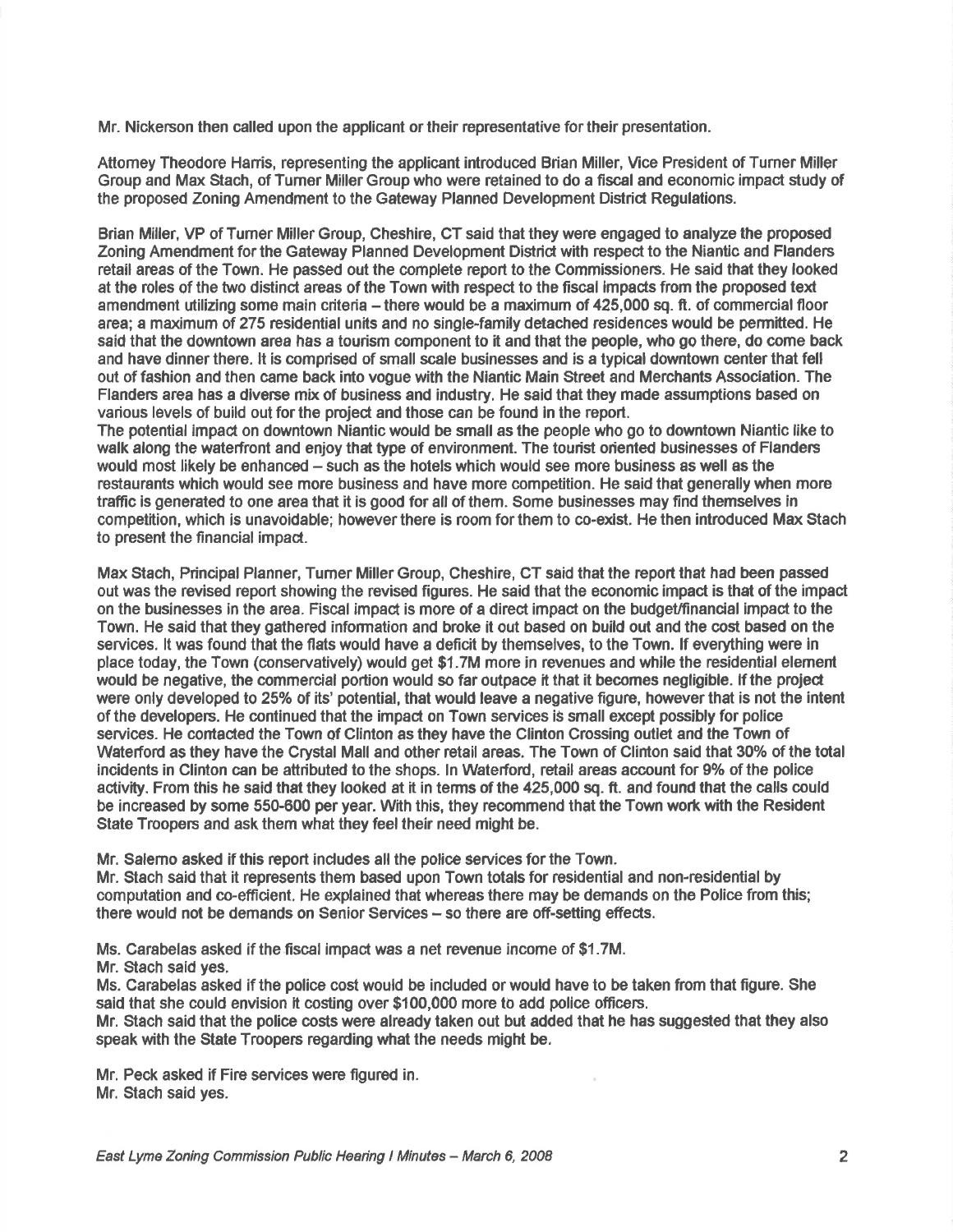Mr. Nickerson then called upon the applicant or their representative for their presentation.

Attorney Theodore Harris, representing the applicant introduced Brian Miller, Vice President of Turner Miller Group and Max Stach, of Turner Miller Group who were retained to do a fiscal and economic impact study of the proposed Zoning Amendment to the Gateway Planned Development District Regulations.

Brian Miller, VP of Turner Miller Group, Cheshire, CT said that they were engaged to analyze the proposed Zoning Amendment for the Gateway Planned Development District with respect to the Niantic and Flanders retail areas of the Town. He passed out the complete report to the Commissioners. He said that they looked at the roles of the two distinct areas of the Town with respect to the fiscal impacts from the proposed text amendment utilizing some main criteria – there would be a maximum of 425,000 sq. ft. of commercial floor area; a maximum of 275 residential units and no single-family detached residences would be permitted. He said that the downtown area has a tourism component to it and that the people, who go there, do come back and have dinner there. It is comprised of small scale businesses and is a typical downtown center that fell out of fashion and then came back into vogue with the Niantic Main Street and Merchants Association. The Flanders area has a diverse mix of business and industry. He said that they made assumptions based on various levels of build out for the project and those can be found in the report.
The potential impact on downtown Niantic would be small as the people who go to downtown Niantic like to walk along the waterfront and enjoy that type of environment. The tourist oriented businesses of Flanders would most likely be enhanced – such as the hotels which would see more business as well as the restaurants which would see more business and have more competition. He said that generally when more traffic is generated to one area that it is good for all of them. Some businesses may find themselves in competition, which is unavoidable; however there is room for them to co-exist. He then introduced Max Stach to present the financial impact.

Max Stach, Principal Planner, Turner Miller Group, Cheshire, CT said that the report that had been passed out was the revised report showing the revised figures. He said that the economic impact is that of the impact on the businesses in the area. Fiscal impact is more of a direct impact on the budget/financial impact to the Town. He said that they gathered information and broke it out based on build out and the cost based on the services. It was found that the flats would have a deficit by themselves, to the Town. If everything were in place today, the Town (conservatively) would get $1.7M more in revenues and while the residential element would be negative, the commercial portion would so far outpace it that it becomes negligible. If the project were only developed to 25% of its' potential, that would leave a negative figure, however that is not the intent of the developers. He continued that the impact on Town services is small except possibly for police services. He contacted the Town of Clinton as they have the Clinton Crossing outlet and the Town of Waterford as they have the Crystal Mall and other retail areas. The Town of Clinton said that 30% of the total incidents in Clinton can be attributed to the shops. In Waterford, retail areas account for 9% of the police activity. From this he said that they looked at it in terms of the 425,000 sq. ft. and found that the calls could be increased by some 550-600 per year. With this, they recommend that the Town work with the Resident State Troopers and ask them what they feel their need might be.

Mr. Salerno asked if this report includes all the police services for the Town.
Mr. Stach said that it represents them based upon Town totals for residential and non-residential by computation and co-efficient. He explained that whereas there may be demands on the Police from this; there would not be demands on Senior Services – so there are off-setting effects.

Ms. Carabelas asked if the fiscal impact was a net revenue income of $1.7M.
Mr. Stach said yes.
Ms. Carabelas asked if the police cost would be included or would have to be taken from that figure. She said that she could envision it costing over $100,000 more to add police officers.
Mr. Stach said that the police costs were already taken out but added that he has suggested that they also speak with the State Troopers regarding what the needs might be.

Mr. Peck asked if Fire services were figured in.
Mr. Stach said yes.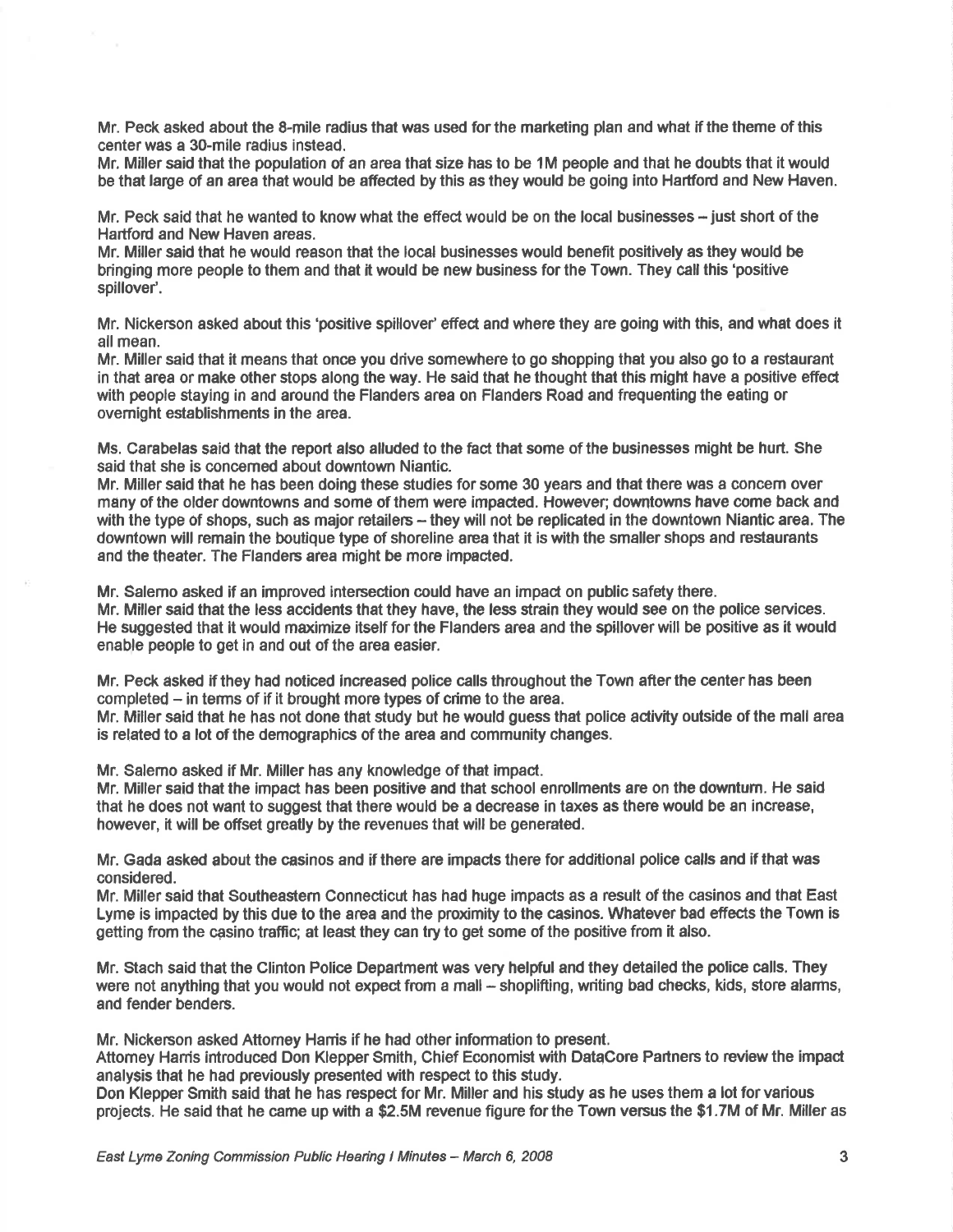Mr. Peck asked about the 8-mile radius that was used for the marketing plan and what if the theme of this center was a 30-mile radius instead.
Mr. Miller said that the population of an area that size has to be 1M people and that he doubts that it would be that large of an area that would be affected by this as they would be going into Hartford and New Haven.

Mr. Peck said that he wanted to know what the effect would be on the local businesses – just short of the Hartford and New Haven areas.
Mr. Miller said that he would reason that the local businesses would benefit positively as they would be bringing more people to them and that it would be new business for the Town. They call this 'positive spillover'.

Mr. Nickerson asked about this 'positive spillover' effect and where they are going with this, and what does it all mean.
Mr. Miller said that it means that once you drive somewhere to go shopping that you also go to a restaurant in that area or make other stops along the way. He said that he thought that this might have a positive effect with people staying in and around the Flanders area on Flanders Road and frequenting the eating or overnight establishments in the area.

Ms. Carabelas said that the report also alluded to the fact that some of the businesses might be hurt. She said that she is concerned about downtown Niantic.
Mr. Miller said that he has been doing these studies for some 30 years and that there was a concern over many of the older downtowns and some of them were impacted. However; downtowns have come back and with the type of shops, such as major retailers – they will not be replicated in the downtown Niantic area. The downtown will remain the boutique type of shoreline area that it is with the smaller shops and restaurants and the theater. The Flanders area might be more impacted.

Mr. Salerno asked if an improved intersection could have an impact on public safety there.
Mr. Miller said that the less accidents that they have, the less strain they would see on the police services. He suggested that it would maximize itself for the Flanders area and the spillover will be positive as it would enable people to get in and out of the area easier.

Mr. Peck asked if they had noticed increased police calls throughout the Town after the center has been completed – in terms of if it brought more types of crime to the area.
Mr. Miller said that he has not done that study but he would guess that police activity outside of the mall area is related to a lot of the demographics of the area and community changes.

Mr. Salerno asked if Mr. Miller has any knowledge of that impact.
Mr. Miller said that the impact has been positive and that school enrollments are on the downturn. He said that he does not want to suggest that there would be a decrease in taxes as there would be an increase, however, it will be offset greatly by the revenues that will be generated.

Mr. Gada asked about the casinos and if there are impacts there for additional police calls and if that was considered.
Mr. Miller said that Southeastern Connecticut has had huge impacts as a result of the casinos and that East Lyme is impacted by this due to the area and the proximity to the casinos. Whatever bad effects the Town is getting from the casino traffic; at least they can try to get some of the positive from it also.

Mr. Stach said that the Clinton Police Department was very helpful and they detailed the police calls. They were not anything that you would not expect from a mall – shoplifting, writing bad checks, kids, store alarms, and fender benders.

Mr. Nickerson asked Attorney Harris if he had other information to present.
Attorney Harris introduced Don Klepper Smith, Chief Economist with DataCore Partners to review the impact analysis that he had previously presented with respect to this study.
Don Klepper Smith said that he has respect for Mr. Miller and his study as he uses them a lot for various projects. He said that he came up with a $2.5M revenue figure for the Town versus the $1.7M of Mr. Miller as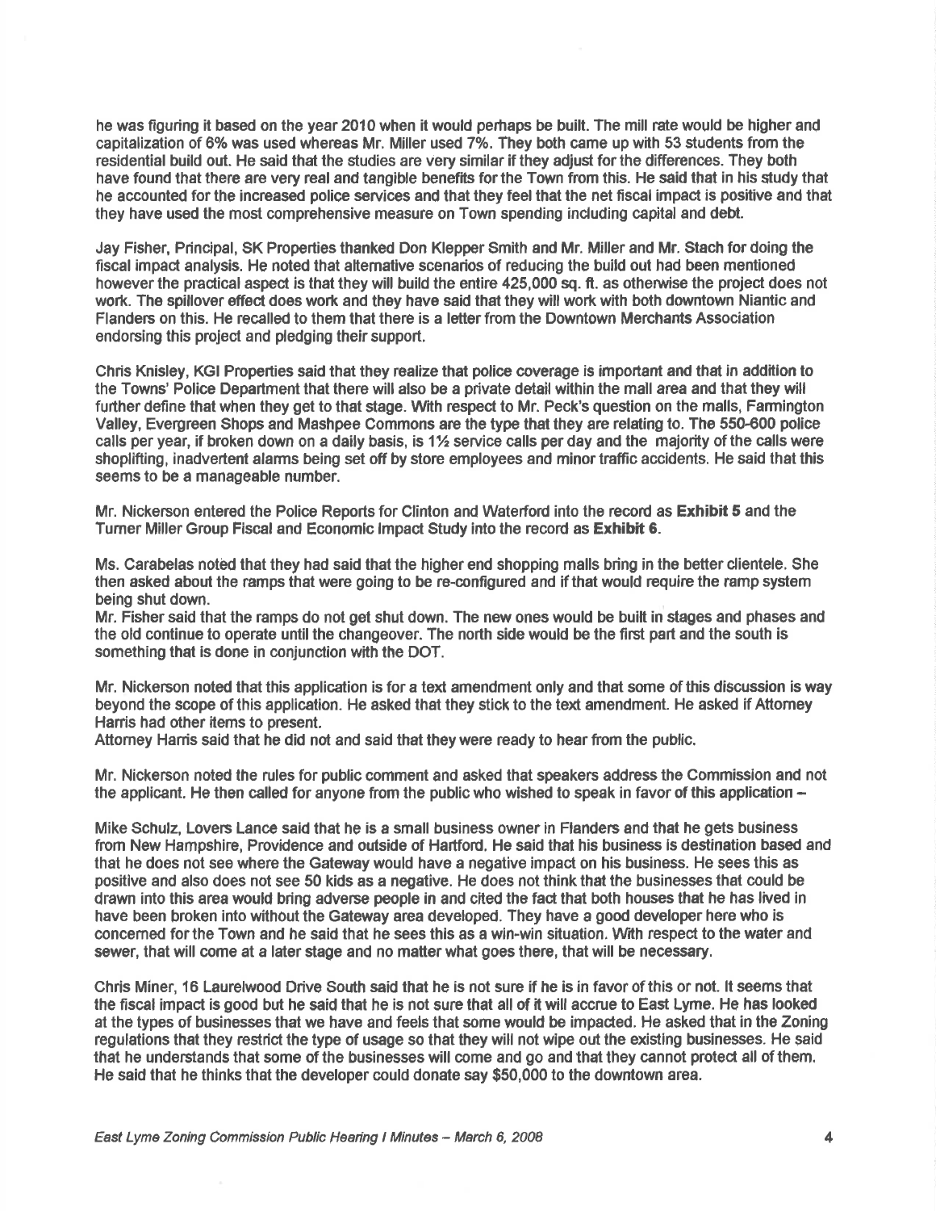he was figuring it based on the year 2010 when it would perhaps be built. The mill rate would be higher and capitalization of 6% was used whereas Mr. Miller used 7%. They both came up with 53 students from the residential build out. He said that the studies are very similar if they adjust for the differences. They both have found that there are very real and tangible benefits for the Town from this. He said that in his study that he accounted for the increased police services and that they feel that the net fiscal impact is positive and that they have used the most comprehensive measure on Town spending including capital and debt.

Jay Fisher, Principal, SK Properties thanked Don Klepper Smith and Mr. Miller and Mr. Stach for doing the fiscal impact analysis. He noted that alternative scenarios of reducing the build out had been mentioned however the practical aspect is that they will build the entire 425,000 sq. ft. as otherwise the project does not work. The spillover effect does work and they have said that they will work with both downtown Niantic and Flanders on this. He recalled to them that there is a letter from the Downtown Merchants Association endorsing this project and pledging their support.

Chris Knisley, KGI Properties said that they realize that police coverage is important and that in addition to the Towns' Police Department that there will also be a private detail within the mall area and that they will further define that when they get to that stage. With respect to Mr. Peck's question on the malls, Farmington Valley, Evergreen Shops and Mashpee Commons are the type that they are relating to. The 550-600 police calls per year, if broken down on a daily basis, is 1½ service calls per day and the majority of the calls were shoplifting, inadvertent alarms being set off by store employees and minor traffic accidents. He said that this seems to be a manageable number.

Mr. Nickerson entered the Police Reports for Clinton and Waterford into the record as **Exhibit 5** and the Turner Miller Group Fiscal and Economic Impact Study into the record as **Exhibit 6**.

Ms. Carabelas noted that they had said that the higher end shopping malls bring in the better clientele. She then asked about the ramps that were going to be re-configured and if that would require the ramp system being shut down.

Mr. Fisher said that the ramps do not get shut down. The new ones would be built in stages and phases and the old continue to operate until the changeover. The north side would be the first part and the south is something that is done in conjunction with the DOT.

Mr. Nickerson noted that this application is for a text amendment only and that some of this discussion is way beyond the scope of this application. He asked that they stick to the text amendment. He asked if Attorney Harris had other items to present.

Attorney Harris said that he did not and said that they were ready to hear from the public.

Mr. Nickerson noted the rules for public comment and asked that speakers address the Commission and not the applicant. He then called for anyone from the public who wished to speak in favor of this application –

Mike Schulz, Lovers Lance said that he is a small business owner in Flanders and that he gets business from New Hampshire, Providence and outside of Hartford. He said that his business is destination based and that he does not see where the Gateway would have a negative impact on his business. He sees this as positive and also does not see 50 kids as a negative. He does not think that the businesses that could be drawn into this area would bring adverse people in and cited the fact that both houses that he has lived in have been broken into without the Gateway area developed. They have a good developer here who is concerned for the Town and he said that he sees this as a win-win situation. With respect to the water and sewer, that will come at a later stage and no matter what goes there, that will be necessary.

Chris Miner, 16 Laurelwood Drive South said that he is not sure if he is in favor of this or not. It seems that the fiscal impact is good but he said that he is not sure that all of it will accrue to East Lyme. He has looked at the types of businesses that we have and feels that some would be impacted. He asked that in the Zoning regulations that they restrict the type of usage so that they will not wipe out the existing businesses. He said that he understands that some of the businesses will come and go and that they cannot protect all of them. He said that he thinks that the developer could donate say $50,000 to the downtown area.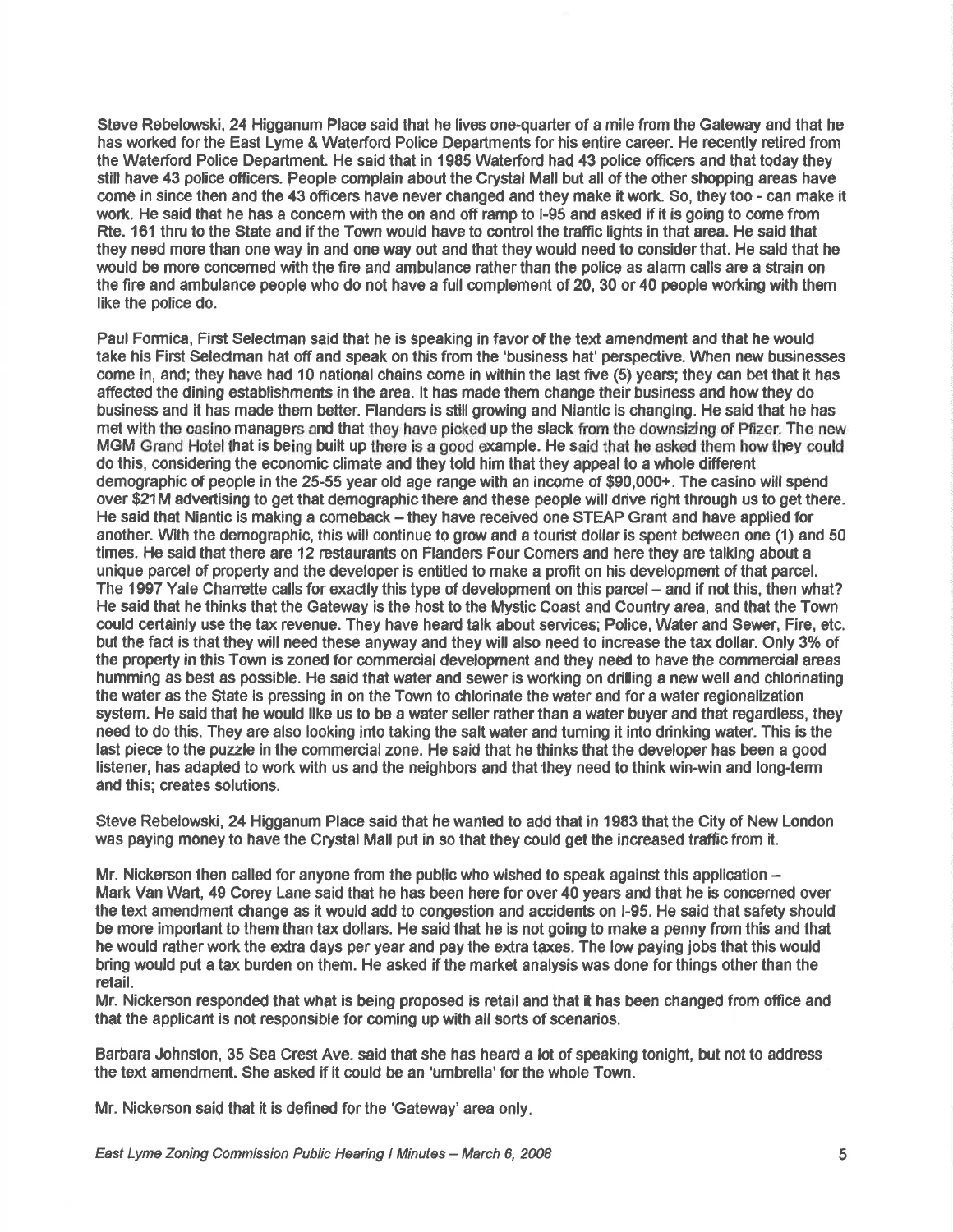Steve Rebelowski, 24 Higganum Place said that he lives one-quarter of a mile from the Gateway and that he has worked for the East Lyme & Waterford Police Departments for his entire career. He recently retired from the Waterford Police Department. He said that in 1985 Waterford had 43 police officers and that today they still have 43 police officers. People complain about the Crystal Mall but all of the other shopping areas have come in since then and the 43 officers have never changed and they make it work. So, they too - can make it work. He said that he has a concern with the on and off ramp to I-95 and asked if it is going to come from Rte. 161 thru to the State and if the Town would have to control the traffic lights in that area. He said that they need more than one way in and one way out and that they would need to consider that. He said that he would be more concerned with the fire and ambulance rather than the police as alarm calls are a strain on the fire and ambulance people who do not have a full complement of 20, 30 or 40 people working with them like the police do.

Paul Formica, First Selectman said that he is speaking in favor of the text amendment and that he would take his First Selectman hat off and speak on this from the 'business hat' perspective. When new businesses come in, and; they have had 10 national chains come in within the last five (5) years; they can bet that it has affected the dining establishments in the area. It has made them change their business and how they do business and it has made them better. Flanders is still growing and Niantic is changing. He said that he has met with the casino managers and that they have picked up the slack from the downsizing of Pfizer. The new MGM Grand Hotel that is being built up there is a good example. He said that he asked them how they could do this, considering the economic climate and they told him that they appeal to a whole different demographic of people in the 25-55 year old age range with an income of $90,000+. The casino will spend over $21M advertising to get that demographic there and these people will drive right through us to get there. He said that Niantic is making a comeback – they have received one STEAP Grant and have applied for another. With the demographic, this will continue to grow and a tourist dollar is spent between one (1) and 50 times. He said that there are 12 restaurants on Flanders Four Corners and here they are talking about a unique parcel of property and the developer is entitled to make a profit on his development of that parcel. The 1997 Yale Charrette calls for exactly this type of development on this parcel – and if not this, then what? He said that he thinks that the Gateway is the host to the Mystic Coast and Country area, and that the Town could certainly use the tax revenue. They have heard talk about services; Police, Water and Sewer, Fire, etc. but the fact is that they will need these anyway and they will also need to increase the tax dollar. Only 3% of the property in this Town is zoned for commercial development and they need to have the commercial areas humming as best as possible. He said that water and sewer is working on drilling a new well and chlorinating the water as the State is pressing in on the Town to chlorinate the water and for a water regionalization system. He said that he would like us to be a water seller rather than a water buyer and that regardless, they need to do this. They are also looking into taking the salt water and turning it into drinking water. This is the last piece to the puzzle in the commercial zone. He said that he thinks that the developer has been a good listener, has adapted to work with us and the neighbors and that they need to think win-win and long-term and this; creates solutions.

Steve Rebelowski, 24 Higganum Place said that he wanted to add that in 1983 that the City of New London was paying money to have the Crystal Mall put in so that they could get the increased traffic from it.

Mr. Nickerson then called for anyone from the public who wished to speak against this application –
Mark Van Wart, 49 Corey Lane said that he has been here for over 40 years and that he is concerned over the text amendment change as it would add to congestion and accidents on I-95. He said that safety should be more important to them than tax dollars. He said that he is not going to make a penny from this and that he would rather work the extra days per year and pay the extra taxes. The low paying jobs that this would bring would put a tax burden on them. He asked if the market analysis was done for things other than the retail.
Mr. Nickerson responded that what is being proposed is retail and that it has been changed from office and that the applicant is not responsible for coming up with all sorts of scenarios.

Barbara Johnston, 35 Sea Crest Ave. said that she has heard a lot of speaking tonight, but not to address the text amendment. She asked if it could be an 'umbrella' for the whole Town.

Mr. Nickerson said that it is defined for the 'Gateway' area only.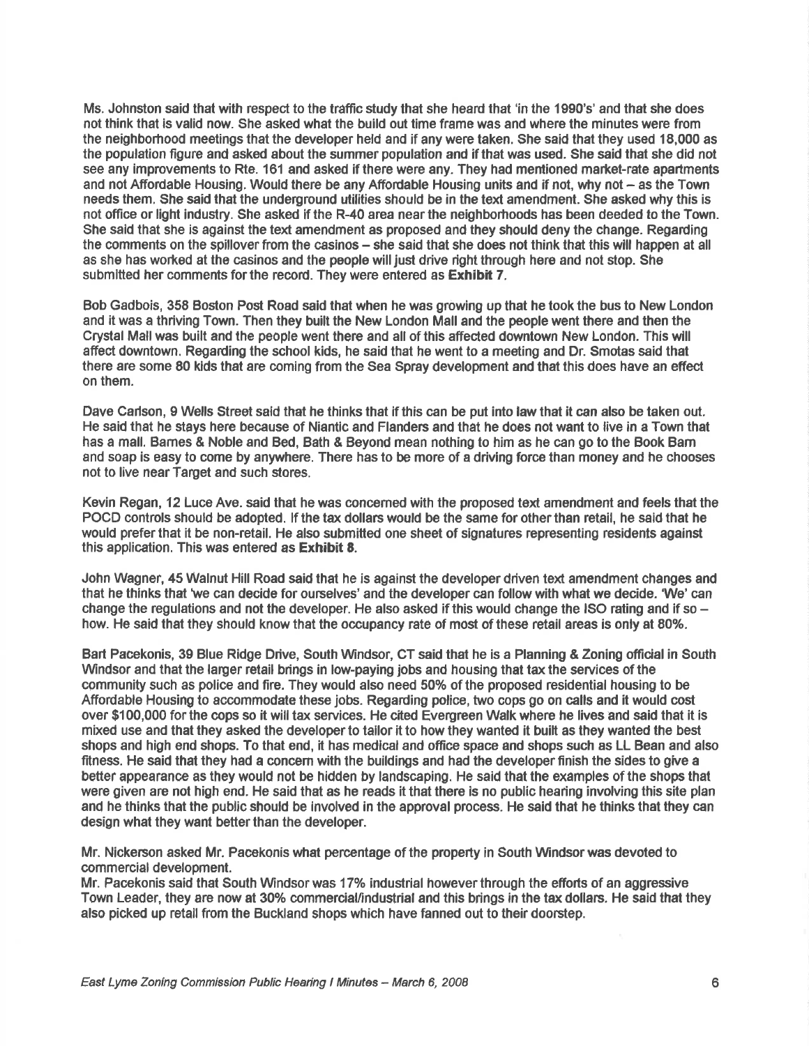Ms. Johnston said that with respect to the traffic study that she heard that 'in the 1990's' and that she does not think that is valid now. She asked what the build out time frame was and where the minutes were from the neighborhood meetings that the developer held and if any were taken. She said that they used 18,000 as the population figure and asked about the summer population and if that was used. She said that she did not see any improvements to Rte. 161 and asked if there were any. They had mentioned market-rate apartments and not Affordable Housing. Would there be any Affordable Housing units and if not, why not – as the Town needs them. She said that the underground utilities should be in the text amendment. She asked why this is not office or light industry. She asked if the R-40 area near the neighborhoods has been deeded to the Town. She said that she is against the text amendment as proposed and they should deny the change. Regarding the comments on the spillover from the casinos – she said that she does not think that this will happen at all as she has worked at the casinos and the people will just drive right through here and not stop. She submitted her comments for the record. They were entered as **Exhibit 7**.

Bob Gadbois, 358 Boston Post Road said that when he was growing up that he took the bus to New London and it was a thriving Town. Then they built the New London Mall and the people went there and then the Crystal Mall was built and the people went there and all of this affected downtown New London. This will affect downtown. Regarding the school kids, he said that he went to a meeting and Dr. Smotas said that there are some 80 kids that are coming from the Sea Spray development and that this does have an effect on them.

Dave Carlson, 9 Wells Street said that he thinks that if this can be put into law that it can also be taken out. He said that he stays here because of Niantic and Flanders and that he does not want to live in a Town that has a mall. Barnes & Noble and Bed, Bath & Beyond mean nothing to him as he can go to the Book Barn and soap is easy to come by anywhere. There has to be more of a driving force than money and he chooses not to live near Target and such stores.

Kevin Regan, 12 Luce Ave. said that he was concerned with the proposed text amendment and feels that the POCD controls should be adopted. If the tax dollars would be the same for other than retail, he said that he would prefer that it be non-retail. He also submitted one sheet of signatures representing residents against this application. This was entered as **Exhibit 8**.

John Wagner, 45 Walnut Hill Road said that he is against the developer driven text amendment changes and that he thinks that 'we can decide for ourselves' and the developer can follow with what we decide. 'We' can change the regulations and not the developer. He also asked if this would change the ISO rating and if so – how. He said that they should know that the occupancy rate of most of these retail areas is only at 80%.

Bart Pacekonis, 39 Blue Ridge Drive, South Windsor, CT said that he is a Planning & Zoning official in South Windsor and that the larger retail brings in low-paying jobs and housing that tax the services of the community such as police and fire. They would also need 50% of the proposed residential housing to be Affordable Housing to accommodate these jobs. Regarding police, two cops go on calls and it would cost over $100,000 for the cops so it will tax services. He cited Evergreen Walk where he lives and said that it is mixed use and that they asked the developer to tailor it to how they wanted it built as they wanted the best shops and high end shops. To that end, it has medical and office space and shops such as LL Bean and also fitness. He said that they had a concern with the buildings and had the developer finish the sides to give a better appearance as they would not be hidden by landscaping. He said that the examples of the shops that were given are not high end. He said that as he reads it that there is no public hearing involving this site plan and he thinks that the public should be involved in the approval process. He said that he thinks that they can design what they want better than the developer.

Mr. Nickerson asked Mr. Pacekonis what percentage of the property in South Windsor was devoted to commercial development.

Mr. Pacekonis said that South Windsor was 17% industrial however through the efforts of an aggressive Town Leader, they are now at 30% commercial/industrial and this brings in the tax dollars. He said that they also picked up retail from the Buckland shops which have fanned out to their doorstep.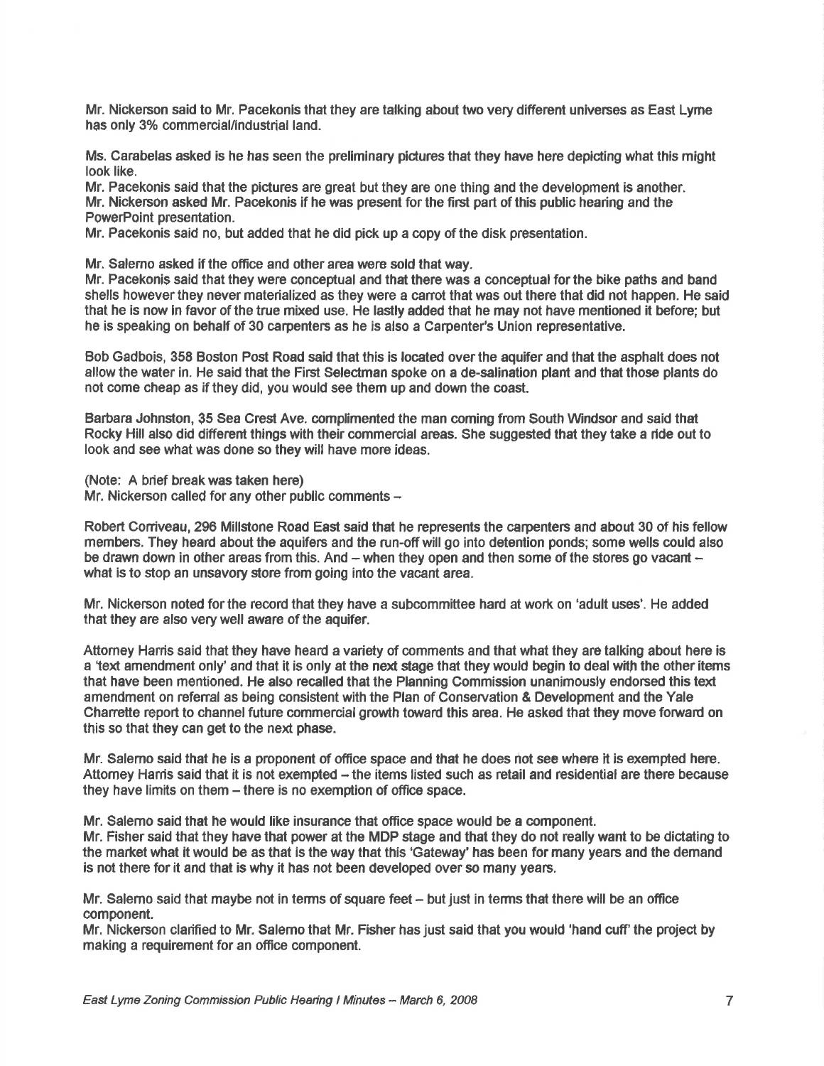Mr. Nickerson said to Mr. Pacekonis that they are talking about two very different universes as East Lyme has only 3% commercial/industrial land.

Ms. Carabelas asked is he has seen the preliminary pictures that they have here depicting what this might look like.
Mr. Pacekonis said that the pictures are great but they are one thing and the development is another.
Mr. Nickerson asked Mr. Pacekonis if he was present for the first part of this public hearing and the PowerPoint presentation.
Mr. Pacekonis said no, but added that he did pick up a copy of the disk presentation.

Mr. Salerno asked if the office and other area were sold that way.
Mr. Pacekonis said that they were conceptual and that there was a conceptual for the bike paths and band shells however they never materialized as they were a carrot that was out there that did not happen. He said that he is now in favor of the true mixed use. He lastly added that he may not have mentioned it before; but he is speaking on behalf of 30 carpenters as he is also a Carpenter's Union representative.

Bob Gadbois, 358 Boston Post Road said that this is located over the aquifer and that the asphalt does not allow the water in. He said that the First Selectman spoke on a de-salination plant and that those plants do not come cheap as if they did, you would see them up and down the coast.

Barbara Johnston, 35 Sea Crest Ave. complimented the man coming from South Windsor and said that Rocky Hill also did different things with their commercial areas. She suggested that they take a ride out to look and see what was done so they will have more ideas.

(Note: A brief break was taken here)
Mr. Nickerson called for any other public comments –

Robert Corriveau, 296 Millstone Road East said that he represents the carpenters and about 30 of his fellow members. They heard about the aquifers and the run-off will go into detention ponds; some wells could also be drawn down in other areas from this. And – when they open and then some of the stores go vacant – what is to stop an unsavory store from going into the vacant area.

Mr. Nickerson noted for the record that they have a subcommittee hard at work on 'adult uses'. He added that they are also very well aware of the aquifer.

Attorney Harris said that they have heard a variety of comments and that what they are talking about here is a 'text amendment only' and that it is only at the next stage that they would begin to deal with the other items that have been mentioned. He also recalled that the Planning Commission unanimously endorsed this text amendment on referral as being consistent with the Plan of Conservation & Development and the Yale Charrette report to channel future commercial growth toward this area. He asked that they move forward on this so that they can get to the next phase.

Mr. Salerno said that he is a proponent of office space and that he does not see where it is exempted here.
Attorney Harris said that it is not exempted – the items listed such as retail and residential are there because they have limits on them – there is no exemption of office space.

Mr. Salerno said that he would like insurance that office space would be a component.
Mr. Fisher said that they have that power at the MDP stage and that they do not really want to be dictating to the market what it would be as that is the way that this 'Gateway' has been for many years and the demand is not there for it and that is why it has not been developed over so many years.

Mr. Salerno said that maybe not in terms of square feet – but just in terms that there will be an office component.
Mr. Nickerson clarified to Mr. Salerno that Mr. Fisher has just said that you would 'hand cuff' the project by making a requirement for an office component.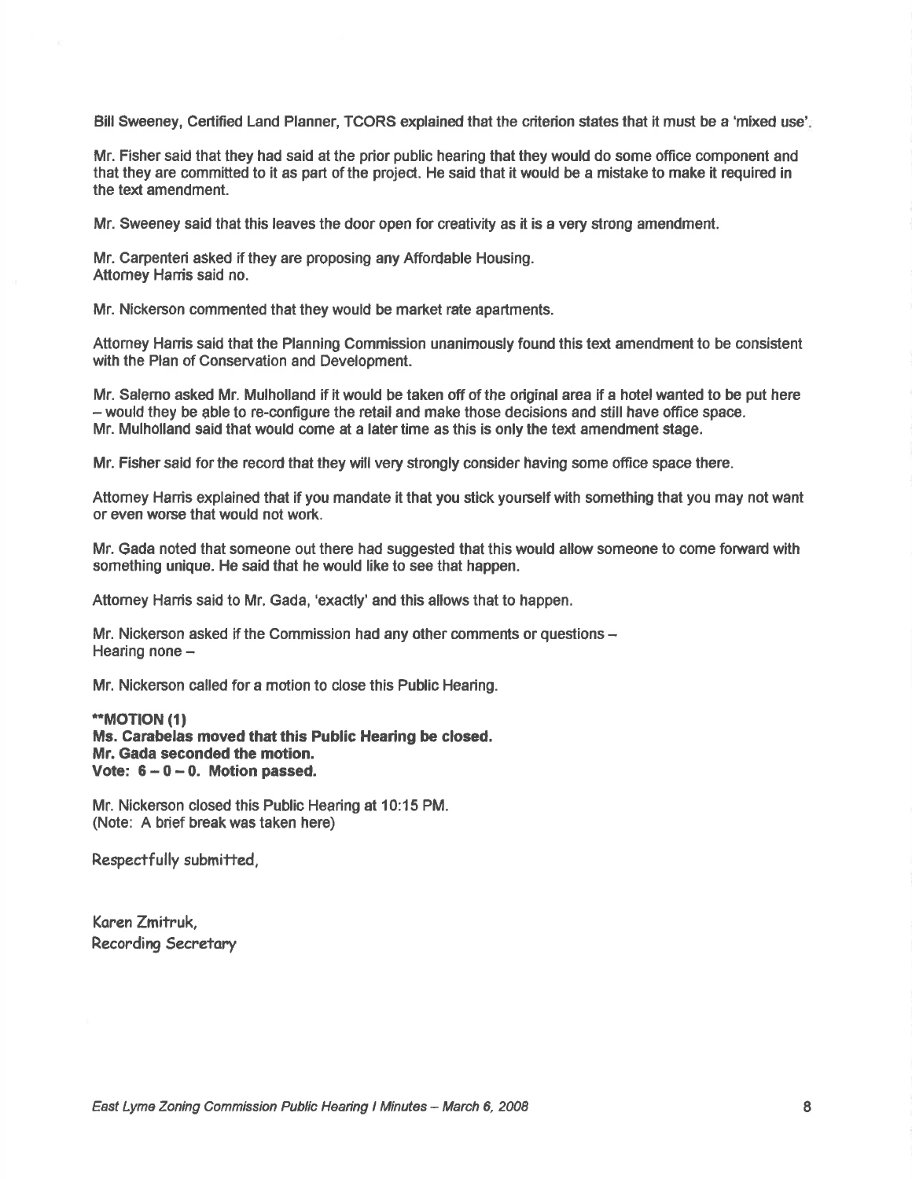Bill Sweeney, Certified Land Planner, TCORS explained that the criterion states that it must be a 'mixed use'.

Mr. Fisher said that they had said at the prior public hearing that they would do some office component and that they are committed to it as part of the project. He said that it would be a mistake to make it required in the text amendment.

Mr. Sweeney said that this leaves the door open for creativity as it is a very strong amendment.

Mr. Carpenteri asked if they are proposing any Affordable Housing.
Attorney Harris said no.

Mr. Nickerson commented that they would be market rate apartments.

Attorney Harris said that the Planning Commission unanimously found this text amendment to be consistent with the Plan of Conservation and Development.

Mr. Salerno asked Mr. Mulholland if it would be taken off of the original area if a hotel wanted to be put here – would they be able to re-configure the retail and make those decisions and still have office space.
Mr. Mulholland said that would come at a later time as this is only the text amendment stage.

Mr. Fisher said for the record that they will very strongly consider having some office space there.

Attorney Harris explained that if you mandate it that you stick yourself with something that you may not want or even worse that would not work.

Mr. Gada noted that someone out there had suggested that this would allow someone to come forward with something unique. He said that he would like to see that happen.

Attorney Harris said to Mr. Gada, 'exactly' and this allows that to happen.

Mr. Nickerson asked if the Commission had any other comments or questions –
Hearing none –

Mr. Nickerson called for a motion to close this Public Hearing.

**\*\*MOTION (1)**
**Ms. Carabelas moved that this Public Hearing be closed.**
**Mr. Gada seconded the motion.**
**Vote: 6 – 0 – 0. Motion passed.**

Mr. Nickerson closed this Public Hearing at 10:15 PM.
(Note: A brief break was taken here)

Respectfully submitted,

Karen Zmitruk,
Recording Secretary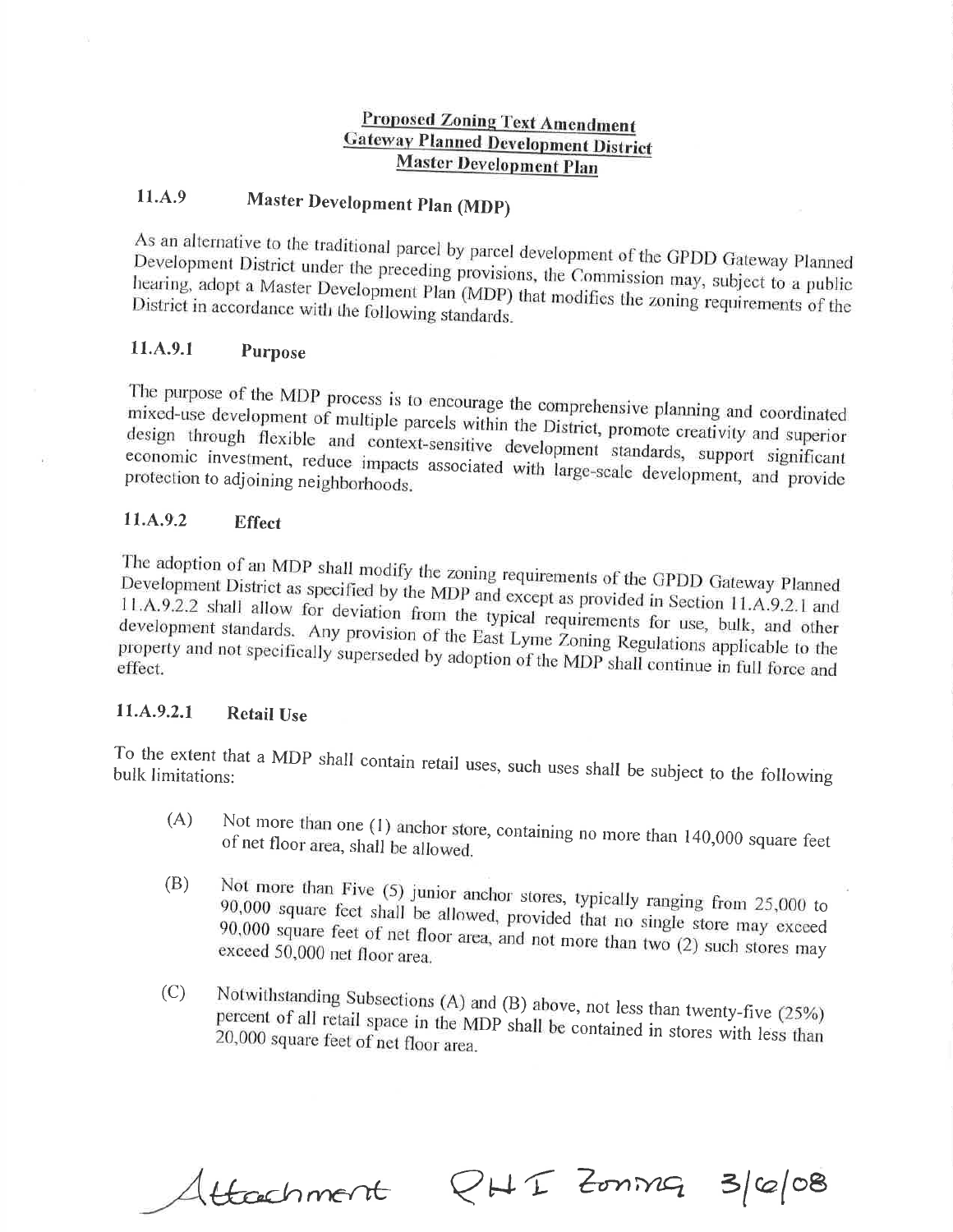**Proposed Zoning Text Amendment**
**Gateway Planned Development District**
**Master Development Plan**

## 11.A.9 Master Development Plan (MDP)

As an alternative to the traditional parcel by parcel development of the GPDD Gateway Planned Development District under the preceding provisions, the Commission may, subject to a public hearing, adopt a Master Development Plan (MDP) that modifies the zoning requirements of the District in accordance with the following standards.

### 11.A.9.1 Purpose

The purpose of the MDP process is to encourage the comprehensive planning and coordinated mixed-use development of multiple parcels within the District, promote creativity and superior design through flexible and context-sensitive development standards, support significant economic investment, reduce impacts associated with large-scale development, and provide protection to adjoining neighborhoods.

### 11.A.9.2 Effect

The adoption of an MDP shall modify the zoning requirements of the GPDD Gateway Planned Development District as specified by the MDP and except as provided in Section 11.A.9.2.1 and 11.A.9.2.2 shall allow for deviation from the typical requirements for use, bulk, and other development standards. Any provision of the East Lyme Zoning Regulations applicable to the property and not specifically superseded by adoption of the MDP shall continue in full force and effect.

#### 11.A.9.2.1 Retail Use

To the extent that a MDP shall contain retail uses, such uses shall be subject to the following bulk limitations:

(A) Not more than one (1) anchor store, containing no more than 140,000 square feet of net floor area, shall be allowed.

(B) Not more than Five (5) junior anchor stores, typically ranging from 25,000 to 90,000 square feet shall be allowed, provided that no single store may exceed 90,000 square feet of net floor area, and not more than two (2) such stores may exceed 50,000 net floor area.

(C) Notwithstanding Subsections (A) and (B) above, not less than twenty-five (25%) percent of all retail space in the MDP shall be contained in stores with less than 20,000 square feet of net floor area.

*Attachment PHI Zoning 3/6/08*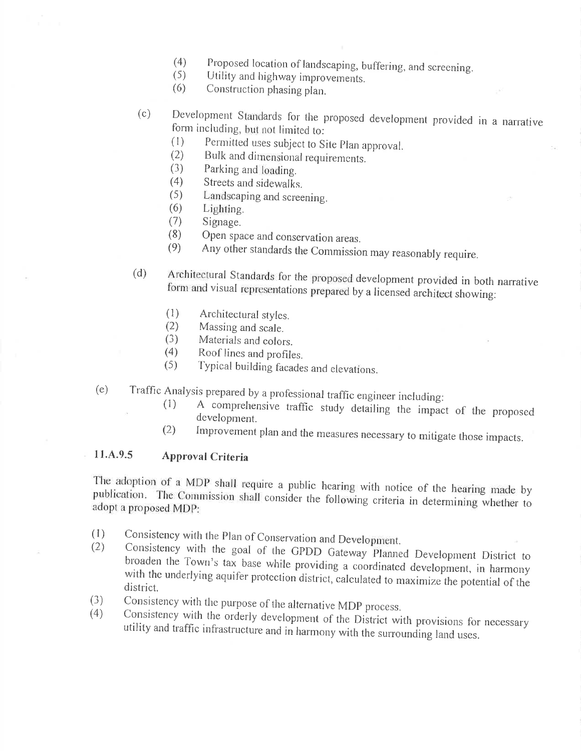(4) Proposed location of landscaping, buffering, and screening.
(5) Utility and highway improvements.
(6) Construction phasing plan.

(c) Development Standards for the proposed development provided in a narrative form including, but not limited to:
   (1) Permitted uses subject to Site Plan approval.
   (2) Bulk and dimensional requirements.
   (3) Parking and loading.
   (4) Streets and sidewalks.
   (5) Landscaping and screening.
   (6) Lighting.
   (7) Signage.
   (8) Open space and conservation areas.
   (9) Any other standards the Commission may reasonably require.

(d) Architectural Standards for the proposed development provided in both narrative form and visual representations prepared by a licensed architect showing:
   (1) Architectural styles.
   (2) Massing and scale.
   (3) Materials and colors.
   (4) Roof lines and profiles.
   (5) Typical building facades and elevations.

(e) Traffic Analysis prepared by a professional traffic engineer including:
   (1) A comprehensive traffic study detailing the impact of the proposed development.
   (2) Improvement plan and the measures necessary to mitigate those impacts.

### 11.A.9.5 Approval Criteria

The adoption of a MDP shall require a public hearing with notice of the hearing made by publication. The Commission shall consider the following criteria in determining whether to adopt a proposed MDP:

(1) Consistency with the Plan of Conservation and Development.
(2) Consistency with the goal of the GPDD Gateway Planned Development District to broaden the Town's tax base while providing a coordinated development, in harmony with the underlying aquifer protection district, calculated to maximize the potential of the district.
(3) Consistency with the purpose of the alternative MDP process.
(4) Consistency with the orderly development of the District with provisions for necessary utility and traffic infrastructure and in harmony with the surrounding land uses.